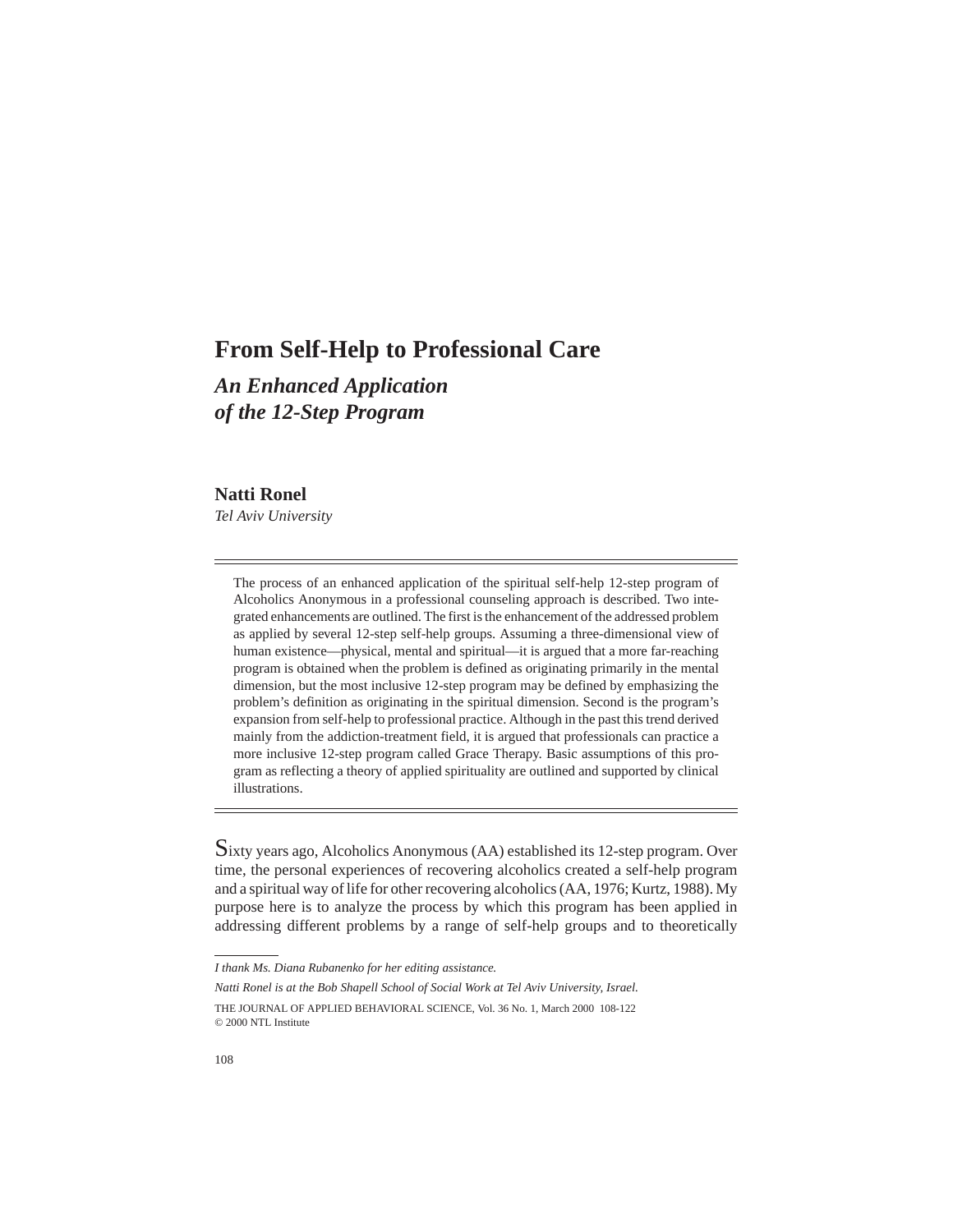# From Self-Help to Professional Care

## *An Enhanced Application of the 12-Step Program*

**Natti Ronel**
*Tel Aviv University*

---

The process of an enhanced application of the spiritual self-help 12-step program of Alcoholics Anonymous in a professional counseling approach is described. Two integrated enhancements are outlined. The first is the enhancement of the addressed problem as applied by several 12-step self-help groups. Assuming a three-dimensional view of human existence—physical, mental and spiritual—it is argued that a more far-reaching program is obtained when the problem is defined as originating primarily in the mental dimension, but the most inclusive 12-step program may be defined by emphasizing the problem's definition as originating in the spiritual dimension. Second is the program's expansion from self-help to professional practice. Although in the past this trend derived mainly from the addiction-treatment field, it is argued that professionals can practice a more inclusive 12-step program called Grace Therapy. Basic assumptions of this program as reflecting a theory of applied spirituality are outlined and supported by clinical illustrations.

---

Sixty years ago, Alcoholics Anonymous (AA) established its 12-step program. Over time, the personal experiences of recovering alcoholics created a self-help program and a spiritual way of life for other recovering alcoholics (AA, 1976; Kurtz, 1988). My purpose here is to analyze the process by which this program has been applied in addressing different problems by a range of self-help groups and to theoretically

---

*I thank Ms. Diana Rubanenko for her editing assistance.*

*Natti Ronel is at the Bob Shapell School of Social Work at Tel Aviv University, Israel.*

THE JOURNAL OF APPLIED BEHAVIORAL SCIENCE, Vol. 36 No. 1, March 2000 108-122
© 2000 NTL Institute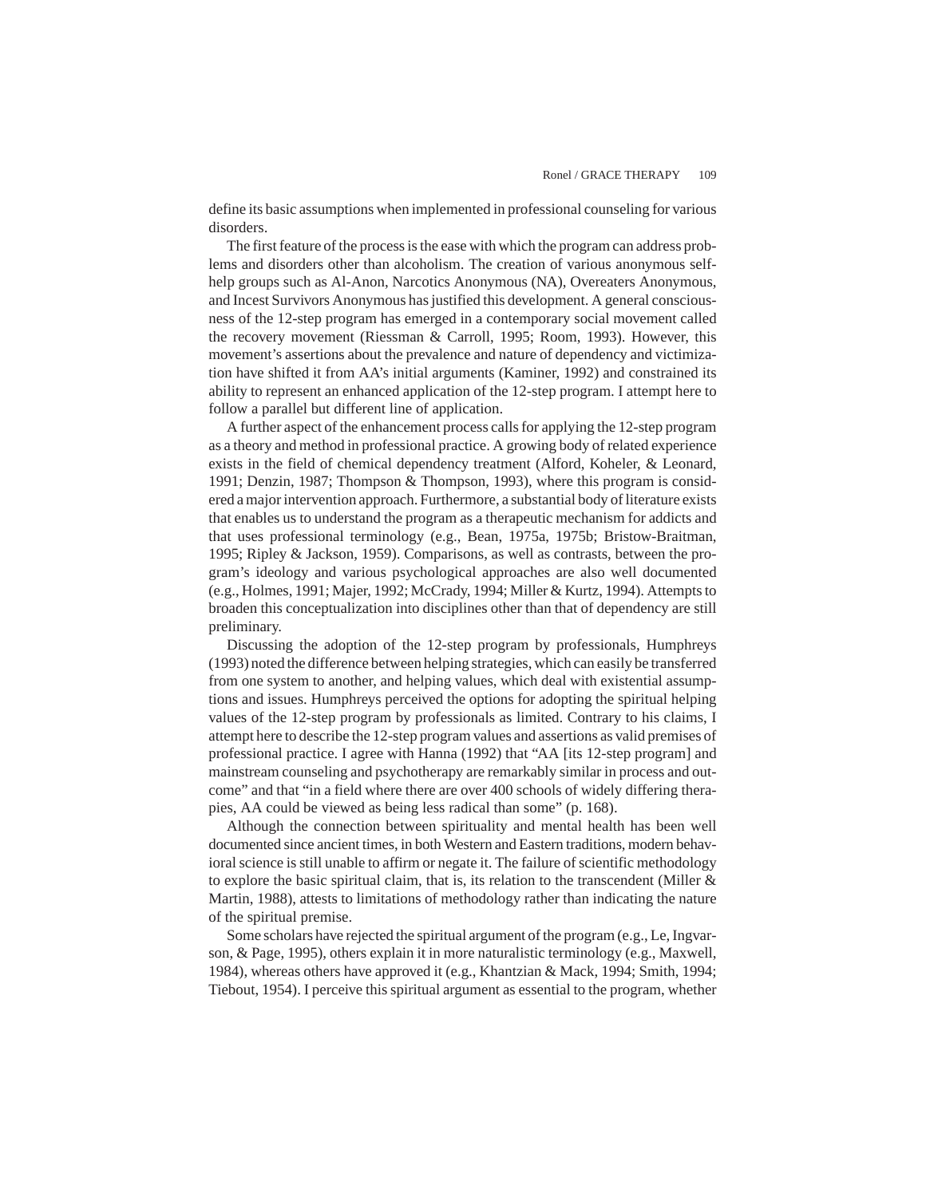define its basic assumptions when implemented in professional counseling for various disorders.

The first feature of the process is the ease with which the program can address problems and disorders other than alcoholism. The creation of various anonymous self-help groups such as Al-Anon, Narcotics Anonymous (NA), Overeaters Anonymous, and Incest Survivors Anonymous has justified this development. A general consciousness of the 12-step program has emerged in a contemporary social movement called the recovery movement (Riessman & Carroll, 1995; Room, 1993). However, this movement's assertions about the prevalence and nature of dependency and victimization have shifted it from AA's initial arguments (Kaminer, 1992) and constrained its ability to represent an enhanced application of the 12-step program. I attempt here to follow a parallel but different line of application.

A further aspect of the enhancement process calls for applying the 12-step program as a theory and method in professional practice. A growing body of related experience exists in the field of chemical dependency treatment (Alford, Koheler, & Leonard, 1991; Denzin, 1987; Thompson & Thompson, 1993), where this program is considered a major intervention approach. Furthermore, a substantial body of literature exists that enables us to understand the program as a therapeutic mechanism for addicts and that uses professional terminology (e.g., Bean, 1975a, 1975b; Bristow-Braitman, 1995; Ripley & Jackson, 1959). Comparisons, as well as contrasts, between the program's ideology and various psychological approaches are also well documented (e.g., Holmes, 1991; Majer, 1992; McCrady, 1994; Miller & Kurtz, 1994). Attempts to broaden this conceptualization into disciplines other than that of dependency are still preliminary.

Discussing the adoption of the 12-step program by professionals, Humphreys (1993) noted the difference between helping strategies, which can easily be transferred from one system to another, and helping values, which deal with existential assumptions and issues. Humphreys perceived the options for adopting the spiritual helping values of the 12-step program by professionals as limited. Contrary to his claims, I attempt here to describe the 12-step program values and assertions as valid premises of professional practice. I agree with Hanna (1992) that "AA [its 12-step program] and mainstream counseling and psychotherapy are remarkably similar in process and outcome" and that "in a field where there are over 400 schools of widely differing therapies, AA could be viewed as being less radical than some" (p. 168).

Although the connection between spirituality and mental health has been well documented since ancient times, in both Western and Eastern traditions, modern behavioral science is still unable to affirm or negate it. The failure of scientific methodology to explore the basic spiritual claim, that is, its relation to the transcendent (Miller & Martin, 1988), attests to limitations of methodology rather than indicating the nature of the spiritual premise.

Some scholars have rejected the spiritual argument of the program (e.g., Le, Ingvarson, & Page, 1995), others explain it in more naturalistic terminology (e.g., Maxwell, 1984), whereas others have approved it (e.g., Khantzian & Mack, 1994; Smith, 1994; Tiebout, 1954). I perceive this spiritual argument as essential to the program, whether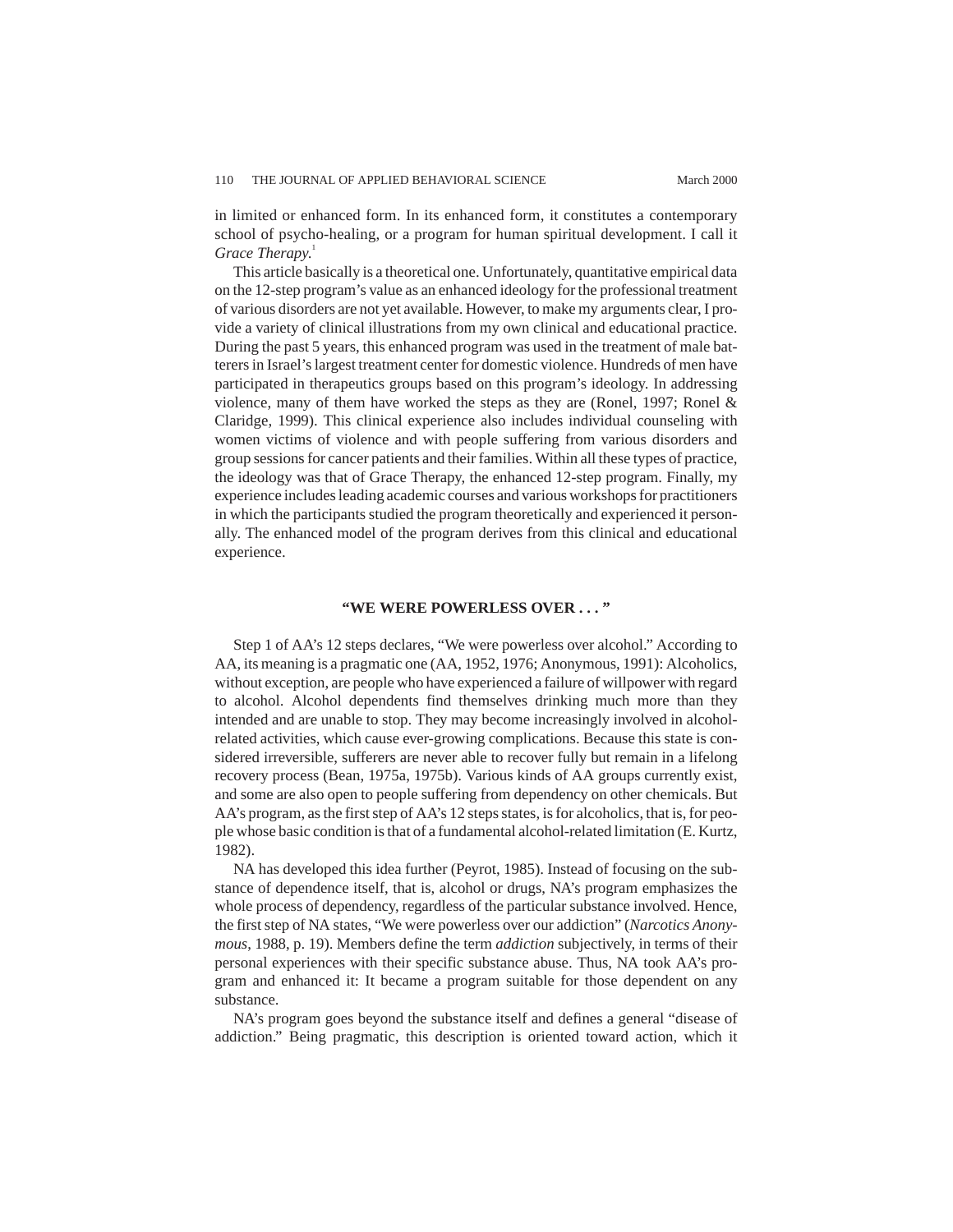in limited or enhanced form. In its enhanced form, it constitutes a contemporary school of psycho-healing, or a program for human spiritual development. I call it *Grace Therapy.*[1]

This article basically is a theoretical one. Unfortunately, quantitative empirical data on the 12-step program's value as an enhanced ideology for the professional treatment of various disorders are not yet available. However, to make my arguments clear, I provide a variety of clinical illustrations from my own clinical and educational practice. During the past 5 years, this enhanced program was used in the treatment of male batterers in Israel's largest treatment center for domestic violence. Hundreds of men have participated in therapeutics groups based on this program's ideology. In addressing violence, many of them have worked the steps as they are (Ronel, 1997; Ronel & Claridge, 1999). This clinical experience also includes individual counseling with women victims of violence and with people suffering from various disorders and group sessions for cancer patients and their families. Within all these types of practice, the ideology was that of Grace Therapy, the enhanced 12-step program. Finally, my experience includes leading academic courses and various workshops for practitioners in which the participants studied the program theoretically and experienced it personally. The enhanced model of the program derives from this clinical and educational experience.

## "WE WERE POWERLESS OVER . . . "

Step 1 of AA's 12 steps declares, "We were powerless over alcohol." According to AA, its meaning is a pragmatic one (AA, 1952, 1976; Anonymous, 1991): Alcoholics, without exception, are people who have experienced a failure of willpower with regard to alcohol. Alcohol dependents find themselves drinking much more than they intended and are unable to stop. They may become increasingly involved in alcohol-related activities, which cause ever-growing complications. Because this state is considered irreversible, sufferers are never able to recover fully but remain in a lifelong recovery process (Bean, 1975a, 1975b). Various kinds of AA groups currently exist, and some are also open to people suffering from dependency on other chemicals. But AA's program, as the first step of AA's 12 steps states, is for alcoholics, that is, for people whose basic condition is that of a fundamental alcohol-related limitation (E. Kurtz, 1982).

NA has developed this idea further (Peyrot, 1985). Instead of focusing on the substance of dependence itself, that is, alcohol or drugs, NA's program emphasizes the whole process of dependency, regardless of the particular substance involved. Hence, the first step of NA states, "We were powerless over our addiction" (*Narcotics Anonymous*, 1988, p. 19). Members define the term *addiction* subjectively, in terms of their personal experiences with their specific substance abuse. Thus, NA took AA's program and enhanced it: It became a program suitable for those dependent on any substance.

NA's program goes beyond the substance itself and defines a general "disease of addiction." Being pragmatic, this description is oriented toward action, which it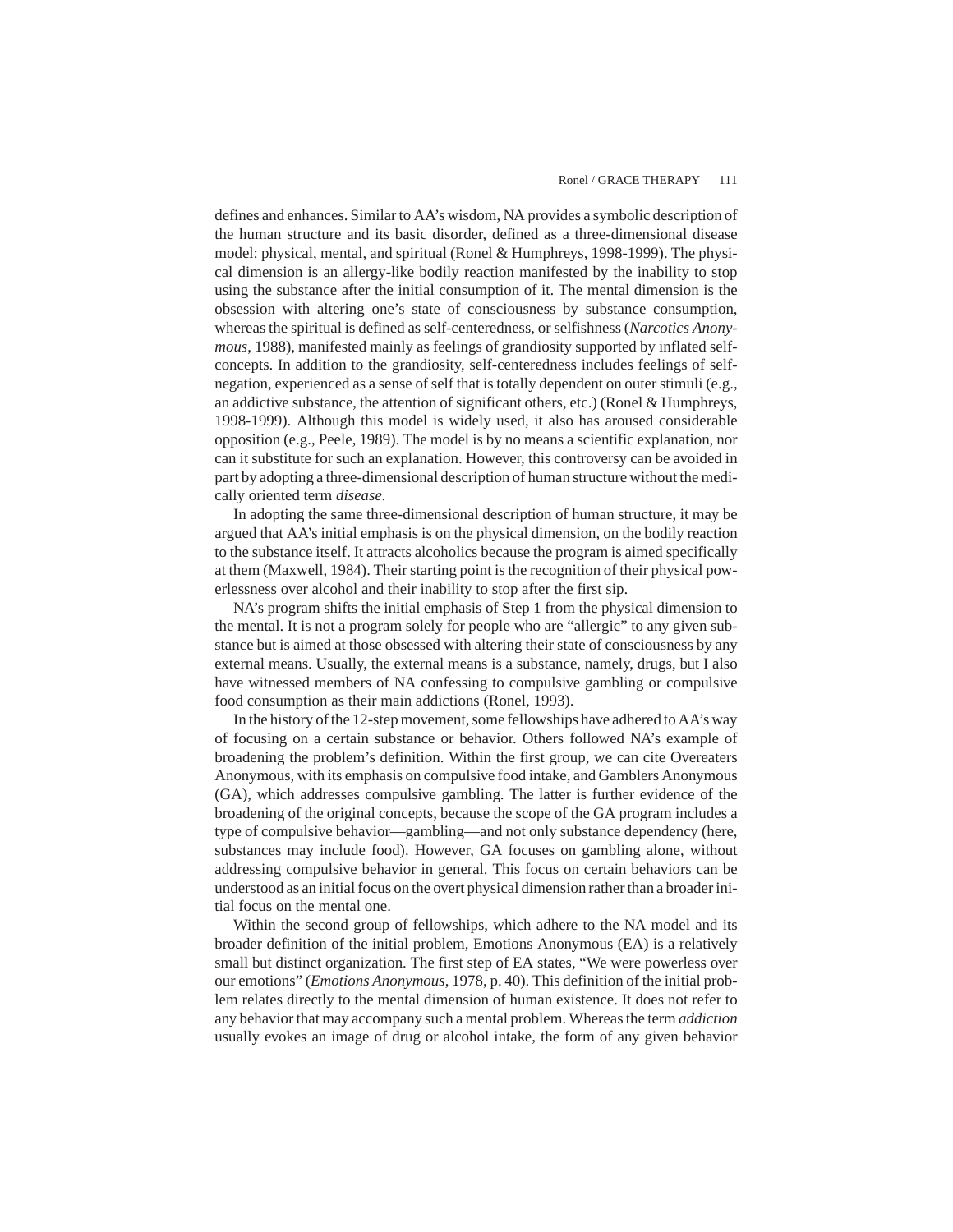defines and enhances. Similar to AA's wisdom, NA provides a symbolic description of the human structure and its basic disorder, defined as a three-dimensional disease model: physical, mental, and spiritual (Ronel & Humphreys, 1998-1999). The physical dimension is an allergy-like bodily reaction manifested by the inability to stop using the substance after the initial consumption of it. The mental dimension is the obsession with altering one's state of consciousness by substance consumption, whereas the spiritual is defined as self-centeredness, or selfishness (*Narcotics Anonymous*, 1988), manifested mainly as feelings of grandiosity supported by inflated self-concepts. In addition to the grandiosity, self-centeredness includes feelings of self-negation, experienced as a sense of self that is totally dependent on outer stimuli (e.g., an addictive substance, the attention of significant others, etc.) (Ronel & Humphreys, 1998-1999). Although this model is widely used, it also has aroused considerable opposition (e.g., Peele, 1989). The model is by no means a scientific explanation, nor can it substitute for such an explanation. However, this controversy can be avoided in part by adopting a three-dimensional description of human structure without the medically oriented term *disease.*

In adopting the same three-dimensional description of human structure, it may be argued that AA's initial emphasis is on the physical dimension, on the bodily reaction to the substance itself. It attracts alcoholics because the program is aimed specifically at them (Maxwell, 1984). Their starting point is the recognition of their physical powerlessness over alcohol and their inability to stop after the first sip.

NA's program shifts the initial emphasis of Step 1 from the physical dimension to the mental. It is not a program solely for people who are "allergic" to any given substance but is aimed at those obsessed with altering their state of consciousness by any external means. Usually, the external means is a substance, namely, drugs, but I also have witnessed members of NA confessing to compulsive gambling or compulsive food consumption as their main addictions (Ronel, 1993).

In the history of the 12-step movement, some fellowships have adhered to AA's way of focusing on a certain substance or behavior. Others followed NA's example of broadening the problem's definition. Within the first group, we can cite Overeaters Anonymous, with its emphasis on compulsive food intake, and Gamblers Anonymous (GA), which addresses compulsive gambling. The latter is further evidence of the broadening of the original concepts, because the scope of the GA program includes a type of compulsive behavior—gambling—and not only substance dependency (here, substances may include food). However, GA focuses on gambling alone, without addressing compulsive behavior in general. This focus on certain behaviors can be understood as an initial focus on the overt physical dimension rather than a broader initial focus on the mental one.

Within the second group of fellowships, which adhere to the NA model and its broader definition of the initial problem, Emotions Anonymous (EA) is a relatively small but distinct organization. The first step of EA states, "We were powerless over our emotions" (*Emotions Anonymous*, 1978, p. 40). This definition of the initial problem relates directly to the mental dimension of human existence. It does not refer to any behavior that may accompany such a mental problem. Whereas the term *addiction* usually evokes an image of drug or alcohol intake, the form of any given behavior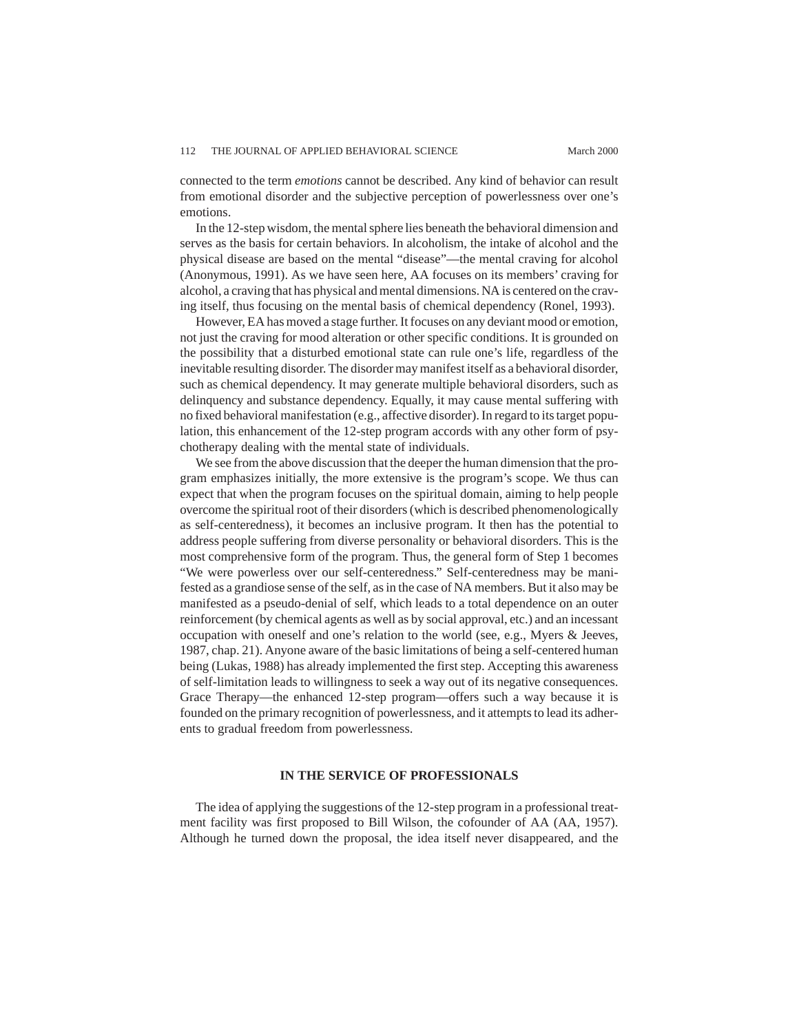connected to the term *emotions* cannot be described. Any kind of behavior can result from emotional disorder and the subjective perception of powerlessness over one's emotions.

In the 12-step wisdom, the mental sphere lies beneath the behavioral dimension and serves as the basis for certain behaviors. In alcoholism, the intake of alcohol and the physical disease are based on the mental "disease"—the mental craving for alcohol (Anonymous, 1991). As we have seen here, AA focuses on its members' craving for alcohol, a craving that has physical and mental dimensions. NA is centered on the craving itself, thus focusing on the mental basis of chemical dependency (Ronel, 1993).

However, EA has moved a stage further. It focuses on any deviant mood or emotion, not just the craving for mood alteration or other specific conditions. It is grounded on the possibility that a disturbed emotional state can rule one's life, regardless of the inevitable resulting disorder. The disorder may manifest itself as a behavioral disorder, such as chemical dependency. It may generate multiple behavioral disorders, such as delinquency and substance dependency. Equally, it may cause mental suffering with no fixed behavioral manifestation (e.g., affective disorder). In regard to its target population, this enhancement of the 12-step program accords with any other form of psychotherapy dealing with the mental state of individuals.

We see from the above discussion that the deeper the human dimension that the program emphasizes initially, the more extensive is the program's scope. We thus can expect that when the program focuses on the spiritual domain, aiming to help people overcome the spiritual root of their disorders (which is described phenomenologically as self-centeredness), it becomes an inclusive program. It then has the potential to address people suffering from diverse personality or behavioral disorders. This is the most comprehensive form of the program. Thus, the general form of Step 1 becomes "We were powerless over our self-centeredness." Self-centeredness may be manifested as a grandiose sense of the self, as in the case of NA members. But it also may be manifested as a pseudo-denial of self, which leads to a total dependence on an outer reinforcement (by chemical agents as well as by social approval, etc.) and an incessant occupation with oneself and one's relation to the world (see, e.g., Myers & Jeeves, 1987, chap. 21). Anyone aware of the basic limitations of being a self-centered human being (Lukas, 1988) has already implemented the first step. Accepting this awareness of self-limitation leads to willingness to seek a way out of its negative consequences. Grace Therapy—the enhanced 12-step program—offers such a way because it is founded on the primary recognition of powerlessness, and it attempts to lead its adherents to gradual freedom from powerlessness.

## IN THE SERVICE OF PROFESSIONALS

The idea of applying the suggestions of the 12-step program in a professional treatment facility was first proposed to Bill Wilson, the cofounder of AA (AA, 1957). Although he turned down the proposal, the idea itself never disappeared, and the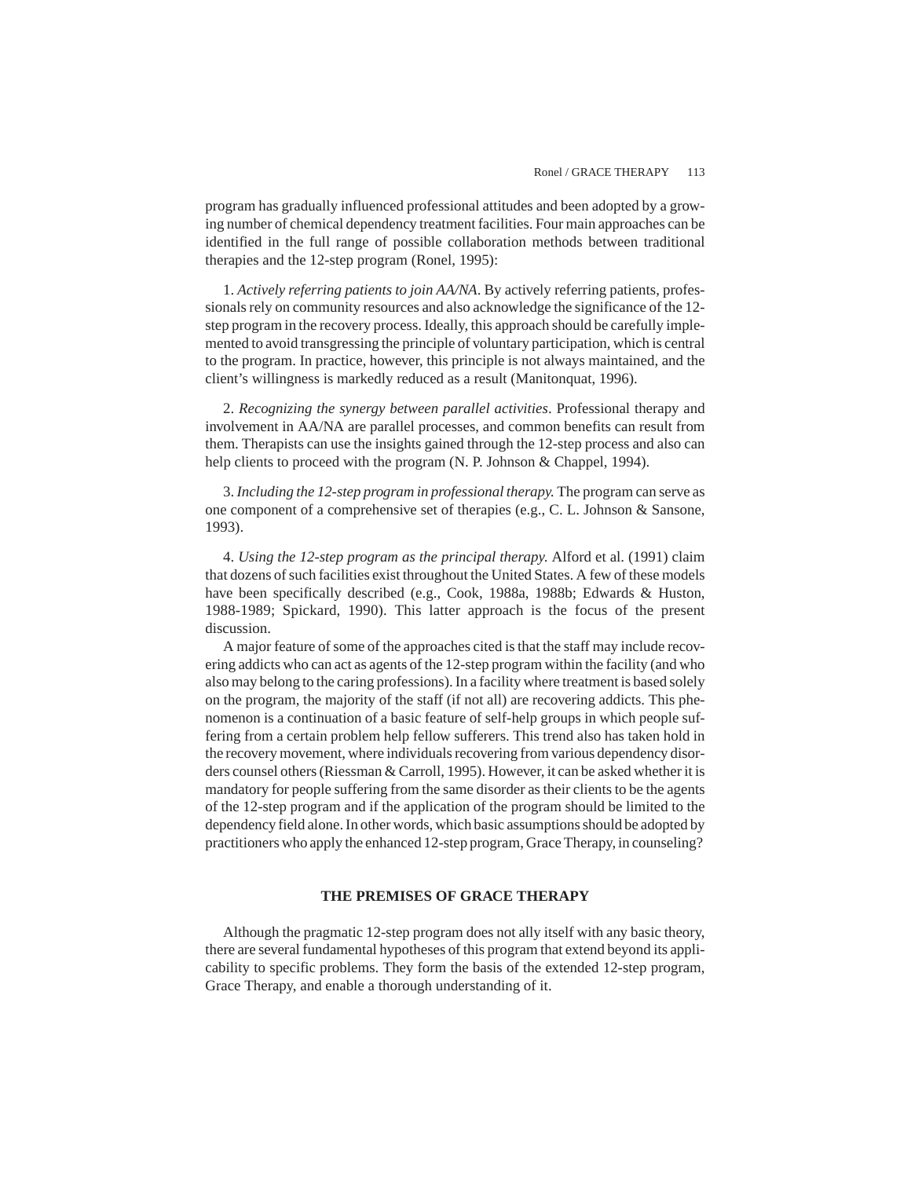program has gradually influenced professional attitudes and been adopted by a growing number of chemical dependency treatment facilities. Four main approaches can be identified in the full range of possible collaboration methods between traditional therapies and the 12-step program (Ronel, 1995):

1. *Actively referring patients to join AA/NA*. By actively referring patients, professionals rely on community resources and also acknowledge the significance of the 12-step program in the recovery process. Ideally, this approach should be carefully implemented to avoid transgressing the principle of voluntary participation, which is central to the program. In practice, however, this principle is not always maintained, and the client's willingness is markedly reduced as a result (Manitonquat, 1996).

2. *Recognizing the synergy between parallel activities*. Professional therapy and involvement in AA/NA are parallel processes, and common benefits can result from them. Therapists can use the insights gained through the 12-step process and also can help clients to proceed with the program (N. P. Johnson & Chappel, 1994).

3. *Including the 12-step program in professional therapy.* The program can serve as one component of a comprehensive set of therapies (e.g., C. L. Johnson & Sansone, 1993).

4. *Using the 12-step program as the principal therapy.* Alford et al. (1991) claim that dozens of such facilities exist throughout the United States. A few of these models have been specifically described (e.g., Cook, 1988a, 1988b; Edwards & Huston, 1988-1989; Spickard, 1990). This latter approach is the focus of the present discussion.

A major feature of some of the approaches cited is that the staff may include recovering addicts who can act as agents of the 12-step program within the facility (and who also may belong to the caring professions). In a facility where treatment is based solely on the program, the majority of the staff (if not all) are recovering addicts. This phenomenon is a continuation of a basic feature of self-help groups in which people suffering from a certain problem help fellow sufferers. This trend also has taken hold in the recovery movement, where individuals recovering from various dependency disorders counsel others (Riessman & Carroll, 1995). However, it can be asked whether it is mandatory for people suffering from the same disorder as their clients to be the agents of the 12-step program and if the application of the program should be limited to the dependency field alone. In other words, which basic assumptions should be adopted by practitioners who apply the enhanced 12-step program, Grace Therapy, in counseling?

## THE PREMISES OF GRACE THERAPY

Although the pragmatic 12-step program does not ally itself with any basic theory, there are several fundamental hypotheses of this program that extend beyond its applicability to specific problems. They form the basis of the extended 12-step program, Grace Therapy, and enable a thorough understanding of it.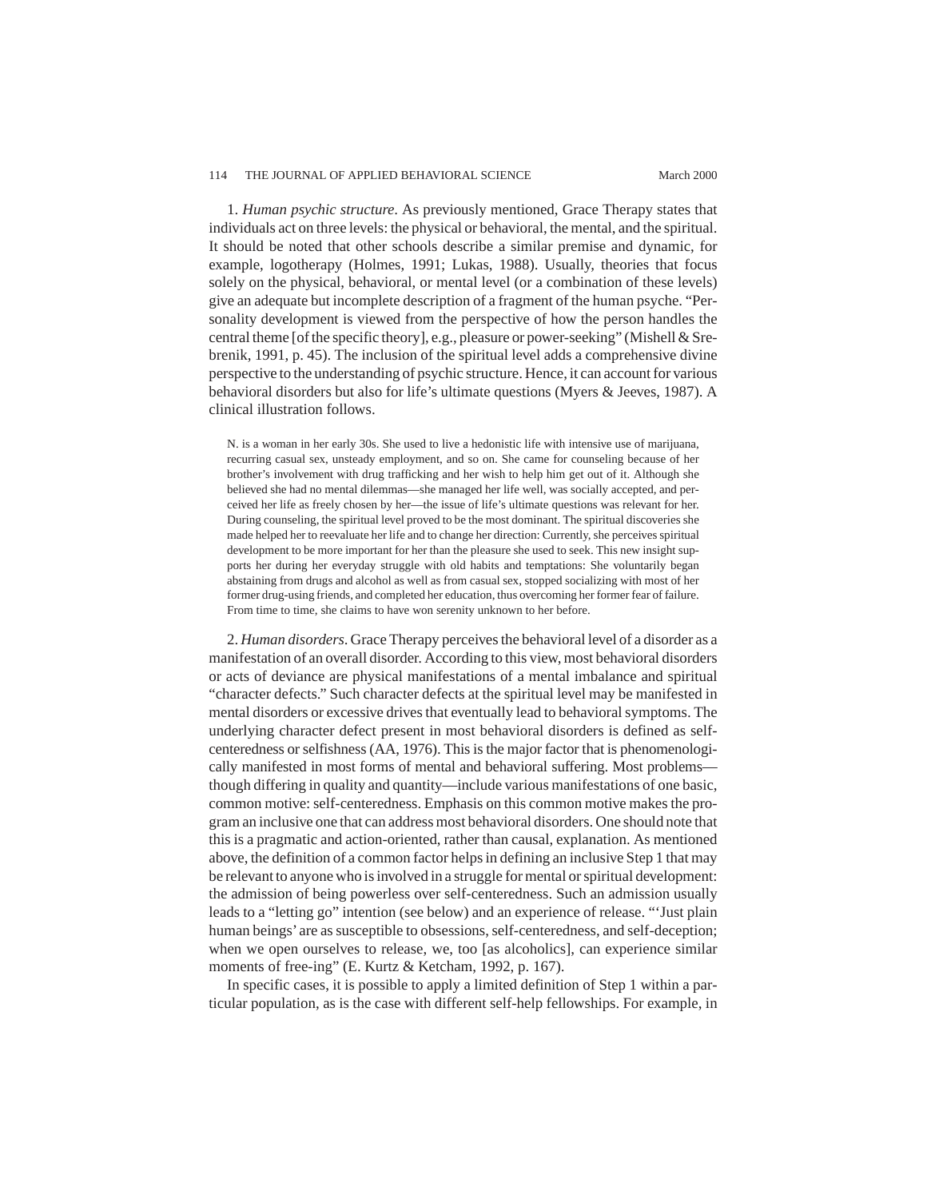1. *Human psychic structure*. As previously mentioned, Grace Therapy states that individuals act on three levels: the physical or behavioral, the mental, and the spiritual. It should be noted that other schools describe a similar premise and dynamic, for example, logotherapy (Holmes, 1991; Lukas, 1988). Usually, theories that focus solely on the physical, behavioral, or mental level (or a combination of these levels) give an adequate but incomplete description of a fragment of the human psyche. "Personality development is viewed from the perspective of how the person handles the central theme [of the specific theory], e.g., pleasure or power-seeking" (Mishell & Srebrenik, 1991, p. 45). The inclusion of the spiritual level adds a comprehensive divine perspective to the understanding of psychic structure. Hence, it can account for various behavioral disorders but also for life's ultimate questions (Myers & Jeeves, 1987). A clinical illustration follows.

> N. is a woman in her early 30s. She used to live a hedonistic life with intensive use of marijuana, recurring casual sex, unsteady employment, and so on. She came for counseling because of her brother's involvement with drug trafficking and her wish to help him get out of it. Although she believed she had no mental dilemmas—she managed her life well, was socially accepted, and perceived her life as freely chosen by her—the issue of life's ultimate questions was relevant for her. During counseling, the spiritual level proved to be the most dominant. The spiritual discoveries she made helped her to reevaluate her life and to change her direction: Currently, she perceives spiritual development to be more important for her than the pleasure she used to seek. This new insight supports her during her everyday struggle with old habits and temptations: She voluntarily began abstaining from drugs and alcohol as well as from casual sex, stopped socializing with most of her former drug-using friends, and completed her education, thus overcoming her former fear of failure. From time to time, she claims to have won serenity unknown to her before.

2. *Human disorders*. Grace Therapy perceives the behavioral level of a disorder as a manifestation of an overall disorder. According to this view, most behavioral disorders or acts of deviance are physical manifestations of a mental imbalance and spiritual "character defects." Such character defects at the spiritual level may be manifested in mental disorders or excessive drives that eventually lead to behavioral symptoms. The underlying character defect present in most behavioral disorders is defined as self-centeredness or selfishness (AA, 1976). This is the major factor that is phenomenologically manifested in most forms of mental and behavioral suffering. Most problems—though differing in quality and quantity—include various manifestations of one basic, common motive: self-centeredness. Emphasis on this common motive makes the program an inclusive one that can address most behavioral disorders. One should note that this is a pragmatic and action-oriented, rather than causal, explanation. As mentioned above, the definition of a common factor helps in defining an inclusive Step 1 that may be relevant to anyone who is involved in a struggle for mental or spiritual development: the admission of being powerless over self-centeredness. Such an admission usually leads to a "letting go" intention (see below) and an experience of release. "'Just plain human beings' are as susceptible to obsessions, self-centeredness, and self-deception; when we open ourselves to release, we, too [as alcoholics], can experience similar moments of free-ing" (E. Kurtz & Ketcham, 1992, p. 167).

In specific cases, it is possible to apply a limited definition of Step 1 within a particular population, as is the case with different self-help fellowships. For example, in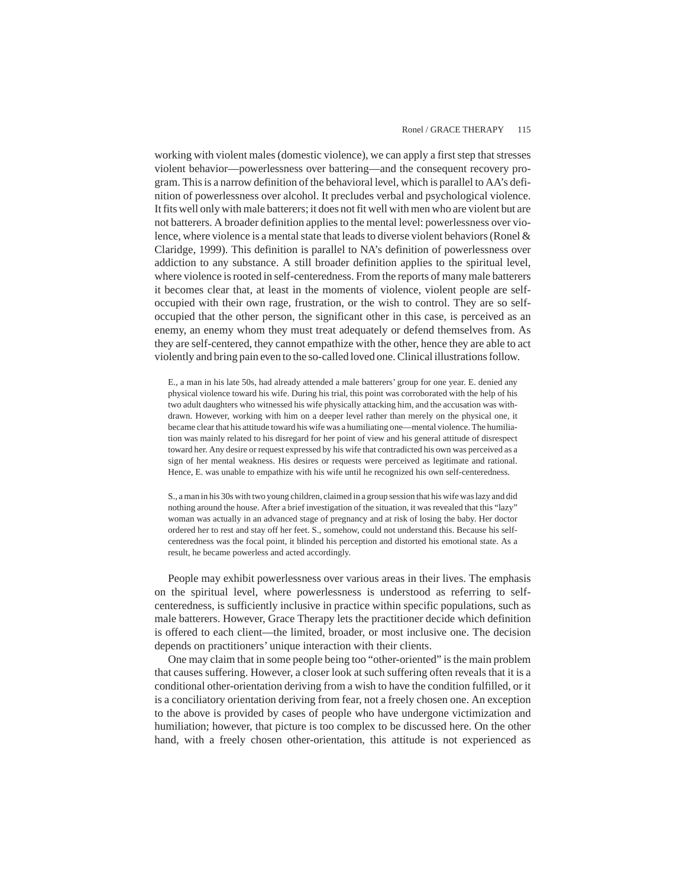working with violent males (domestic violence), we can apply a first step that stresses violent behavior—powerlessness over battering—and the consequent recovery program. This is a narrow definition of the behavioral level, which is parallel to AA's definition of powerlessness over alcohol. It precludes verbal and psychological violence. It fits well only with male batterers; it does not fit well with men who are violent but are not batterers. A broader definition applies to the mental level: powerlessness over violence, where violence is a mental state that leads to diverse violent behaviors (Ronel & Claridge, 1999). This definition is parallel to NA's definition of powerlessness over addiction to any substance. A still broader definition applies to the spiritual level, where violence is rooted in self-centeredness. From the reports of many male batterers it becomes clear that, at least in the moments of violence, violent people are self-occupied with their own rage, frustration, or the wish to control. They are so self-occupied that the other person, the significant other in this case, is perceived as an enemy, an enemy whom they must treat adequately or defend themselves from. As they are self-centered, they cannot empathize with the other, hence they are able to act violently and bring pain even to the so-called loved one. Clinical illustrations follow.

> E., a man in his late 50s, had already attended a male batterers' group for one year. E. denied any physical violence toward his wife. During his trial, this point was corroborated with the help of his two adult daughters who witnessed his wife physically attacking him, and the accusation was withdrawn. However, working with him on a deeper level rather than merely on the physical one, it became clear that his attitude toward his wife was a humiliating one—mental violence. The humiliation was mainly related to his disregard for her point of view and his general attitude of disrespect toward her. Any desire or request expressed by his wife that contradicted his own was perceived as a sign of her mental weakness. His desires or requests were perceived as legitimate and rational. Hence, E. was unable to empathize with his wife until he recognized his own self-centeredness.

> S., a man in his 30s with two young children, claimed in a group session that his wife was lazy and did nothing around the house. After a brief investigation of the situation, it was revealed that this "lazy" woman was actually in an advanced stage of pregnancy and at risk of losing the baby. Her doctor ordered her to rest and stay off her feet. S., somehow, could not understand this. Because his self-centeredness was the focal point, it blinded his perception and distorted his emotional state. As a result, he became powerless and acted accordingly.

People may exhibit powerlessness over various areas in their lives. The emphasis on the spiritual level, where powerlessness is understood as referring to self-centeredness, is sufficiently inclusive in practice within specific populations, such as male batterers. However, Grace Therapy lets the practitioner decide which definition is offered to each client—the limited, broader, or most inclusive one. The decision depends on practitioners' unique interaction with their clients.

One may claim that in some people being too "other-oriented" is the main problem that causes suffering. However, a closer look at such suffering often reveals that it is a conditional other-orientation deriving from a wish to have the condition fulfilled, or it is a conciliatory orientation deriving from fear, not a freely chosen one. An exception to the above is provided by cases of people who have undergone victimization and humiliation; however, that picture is too complex to be discussed here. On the other hand, with a freely chosen other-orientation, this attitude is not experienced as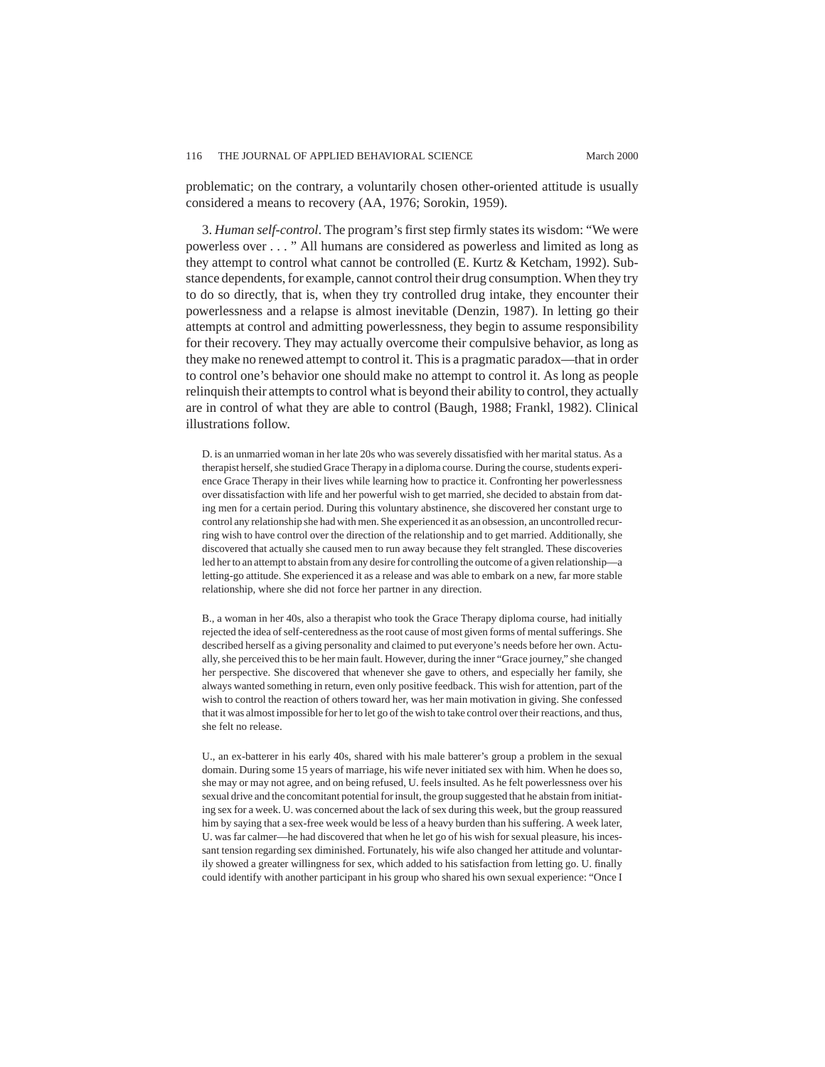problematic; on the contrary, a voluntarily chosen other-oriented attitude is usually considered a means to recovery (AA, 1976; Sorokin, 1959).

3. *Human self-control*. The program's first step firmly states its wisdom: "We were powerless over . . . " All humans are considered as powerless and limited as long as they attempt to control what cannot be controlled (E. Kurtz & Ketcham, 1992). Substance dependents, for example, cannot control their drug consumption. When they try to do so directly, that is, when they try controlled drug intake, they encounter their powerlessness and a relapse is almost inevitable (Denzin, 1987). In letting go their attempts at control and admitting powerlessness, they begin to assume responsibility for their recovery. They may actually overcome their compulsive behavior, as long as they make no renewed attempt to control it. This is a pragmatic paradox—that in order to control one's behavior one should make no attempt to control it. As long as people relinquish their attempts to control what is beyond their ability to control, they actually are in control of what they are able to control (Baugh, 1988; Frankl, 1982). Clinical illustrations follow.

> D. is an unmarried woman in her late 20s who was severely dissatisfied with her marital status. As a therapist herself, she studied Grace Therapy in a diploma course. During the course, students experience Grace Therapy in their lives while learning how to practice it. Confronting her powerlessness over dissatisfaction with life and her powerful wish to get married, she decided to abstain from dating men for a certain period. During this voluntary abstinence, she discovered her constant urge to control any relationship she had with men. She experienced it as an obsession, an uncontrolled recurring wish to have control over the direction of the relationship and to get married. Additionally, she discovered that actually she caused men to run away because they felt strangled. These discoveries led her to an attempt to abstain from any desire for controlling the outcome of a given relationship—a letting-go attitude. She experienced it as a release and was able to embark on a new, far more stable relationship, where she did not force her partner in any direction.

> B., a woman in her 40s, also a therapist who took the Grace Therapy diploma course, had initially rejected the idea of self-centeredness as the root cause of most given forms of mental sufferings. She described herself as a giving personality and claimed to put everyone's needs before her own. Actually, she perceived this to be her main fault. However, during the inner "Grace journey," she changed her perspective. She discovered that whenever she gave to others, and especially her family, she always wanted something in return, even only positive feedback. This wish for attention, part of the wish to control the reaction of others toward her, was her main motivation in giving. She confessed that it was almost impossible for her to let go of the wish to take control over their reactions, and thus, she felt no release.

> U., an ex-batterer in his early 40s, shared with his male batterer's group a problem in the sexual domain. During some 15 years of marriage, his wife never initiated sex with him. When he does so, she may or may not agree, and on being refused, U. feels insulted. As he felt powerlessness over his sexual drive and the concomitant potential for insult, the group suggested that he abstain from initiating sex for a week. U. was concerned about the lack of sex during this week, but the group reassured him by saying that a sex-free week would be less of a heavy burden than his suffering. A week later, U. was far calmer—he had discovered that when he let go of his wish for sexual pleasure, his incessant tension regarding sex diminished. Fortunately, his wife also changed her attitude and voluntarily showed a greater willingness for sex, which added to his satisfaction from letting go. U. finally could identify with another participant in his group who shared his own sexual experience: "Once I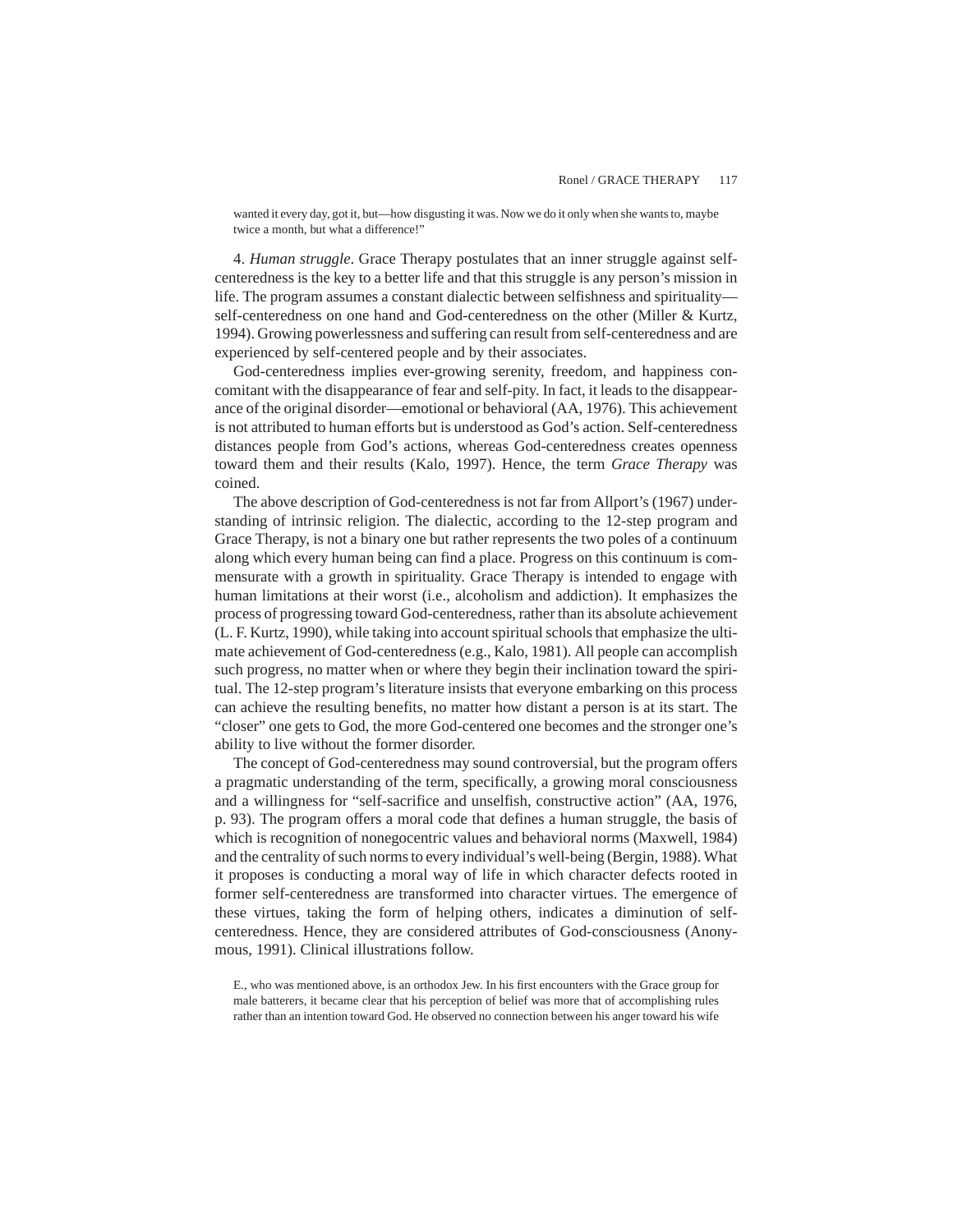wanted it every day, got it, but—how disgusting it was. Now we do it only when she wants to, maybe twice a month, but what a difference!"

4. *Human struggle*. Grace Therapy postulates that an inner struggle against self-centeredness is the key to a better life and that this struggle is any person's mission in life. The program assumes a constant dialectic between selfishness and spirituality—self-centeredness on one hand and God-centeredness on the other (Miller & Kurtz, 1994). Growing powerlessness and suffering can result from self-centeredness and are experienced by self-centered people and by their associates.

God-centeredness implies ever-growing serenity, freedom, and happiness concomitant with the disappearance of fear and self-pity. In fact, it leads to the disappearance of the original disorder—emotional or behavioral (AA, 1976). This achievement is not attributed to human efforts but is understood as God's action. Self-centeredness distances people from God's actions, whereas God-centeredness creates openness toward them and their results (Kalo, 1997). Hence, the term *Grace Therapy* was coined.

The above description of God-centeredness is not far from Allport's (1967) understanding of intrinsic religion. The dialectic, according to the 12-step program and Grace Therapy, is not a binary one but rather represents the two poles of a continuum along which every human being can find a place. Progress on this continuum is commensurate with a growth in spirituality. Grace Therapy is intended to engage with human limitations at their worst (i.e., alcoholism and addiction). It emphasizes the process of progressing toward God-centeredness, rather than its absolute achievement (L. F. Kurtz, 1990), while taking into account spiritual schools that emphasize the ultimate achievement of God-centeredness (e.g., Kalo, 1981). All people can accomplish such progress, no matter when or where they begin their inclination toward the spiritual. The 12-step program's literature insists that everyone embarking on this process can achieve the resulting benefits, no matter how distant a person is at its start. The "closer" one gets to God, the more God-centered one becomes and the stronger one's ability to live without the former disorder.

The concept of God-centeredness may sound controversial, but the program offers a pragmatic understanding of the term, specifically, a growing moral consciousness and a willingness for "self-sacrifice and unselfish, constructive action" (AA, 1976, p. 93). The program offers a moral code that defines a human struggle, the basis of which is recognition of nonegocentric values and behavioral norms (Maxwell, 1984) and the centrality of such norms to every individual's well-being (Bergin, 1988). What it proposes is conducting a moral way of life in which character defects rooted in former self-centeredness are transformed into character virtues. The emergence of these virtues, taking the form of helping others, indicates a diminution of self-centeredness. Hence, they are considered attributes of God-consciousness (Anonymous, 1991). Clinical illustrations follow.

E., who was mentioned above, is an orthodox Jew. In his first encounters with the Grace group for male batterers, it became clear that his perception of belief was more that of accomplishing rules rather than an intention toward God. He observed no connection between his anger toward his wife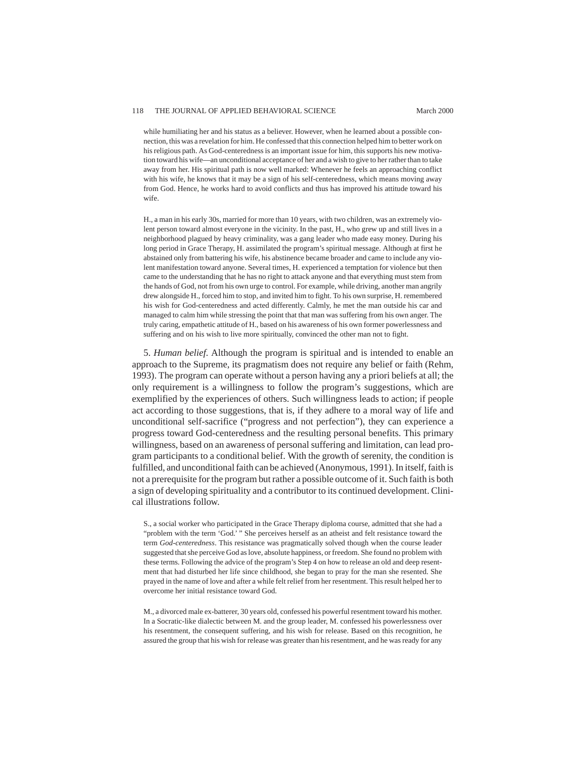while humiliating her and his status as a believer. However, when he learned about a possible connection, this was a revelation for him. He confessed that this connection helped him to better work on his religious path. As God-centeredness is an important issue for him, this supports his new motivation toward his wife—an unconditional acceptance of her and a wish to give to her rather than to take away from her. His spiritual path is now well marked: Whenever he feels an approaching conflict with his wife, he knows that it may be a sign of his self-centeredness, which means moving away from God. Hence, he works hard to avoid conflicts and thus has improved his attitude toward his wife.

H., a man in his early 30s, married for more than 10 years, with two children, was an extremely violent person toward almost everyone in the vicinity. In the past, H., who grew up and still lives in a neighborhood plagued by heavy criminality, was a gang leader who made easy money. During his long period in Grace Therapy, H. assimilated the program's spiritual message. Although at first he abstained only from battering his wife, his abstinence became broader and came to include any violent manifestation toward anyone. Several times, H. experienced a temptation for violence but then came to the understanding that he has no right to attack anyone and that everything must stem from the hands of God, not from his own urge to control. For example, while driving, another man angrily drew alongside H., forced him to stop, and invited him to fight. To his own surprise, H. remembered his wish for God-centeredness and acted differently. Calmly, he met the man outside his car and managed to calm him while stressing the point that that man was suffering from his own anger. The truly caring, empathetic attitude of H., based on his awareness of his own former powerlessness and suffering and on his wish to live more spiritually, convinced the other man not to fight.

5. *Human belief.* Although the program is spiritual and is intended to enable an approach to the Supreme, its pragmatism does not require any belief or faith (Rehm, 1993). The program can operate without a person having any a priori beliefs at all; the only requirement is a willingness to follow the program's suggestions, which are exemplified by the experiences of others. Such willingness leads to action; if people act according to those suggestions, that is, if they adhere to a moral way of life and unconditional self-sacrifice ("progress and not perfection"), they can experience a progress toward God-centeredness and the resulting personal benefits. This primary willingness, based on an awareness of personal suffering and limitation, can lead program participants to a conditional belief. With the growth of serenity, the condition is fulfilled, and unconditional faith can be achieved (Anonymous, 1991). In itself, faith is not a prerequisite for the program but rather a possible outcome of it. Such faith is both a sign of developing spirituality and a contributor to its continued development. Clinical illustrations follow.

S., a social worker who participated in the Grace Therapy diploma course, admitted that she had a "problem with the term 'God.' " She perceives herself as an atheist and felt resistance toward the term *God-centeredness*. This resistance was pragmatically solved though when the course leader suggested that she perceive God as love, absolute happiness, or freedom. She found no problem with these terms. Following the advice of the program's Step 4 on how to release an old and deep resentment that had disturbed her life since childhood, she began to pray for the man she resented. She prayed in the name of love and after a while felt relief from her resentment. This result helped her to overcome her initial resistance toward God.

M., a divorced male ex-batterer, 30 years old, confessed his powerful resentment toward his mother. In a Socratic-like dialectic between M. and the group leader, M. confessed his powerlessness over his resentment, the consequent suffering, and his wish for release. Based on this recognition, he assured the group that his wish for release was greater than his resentment, and he was ready for any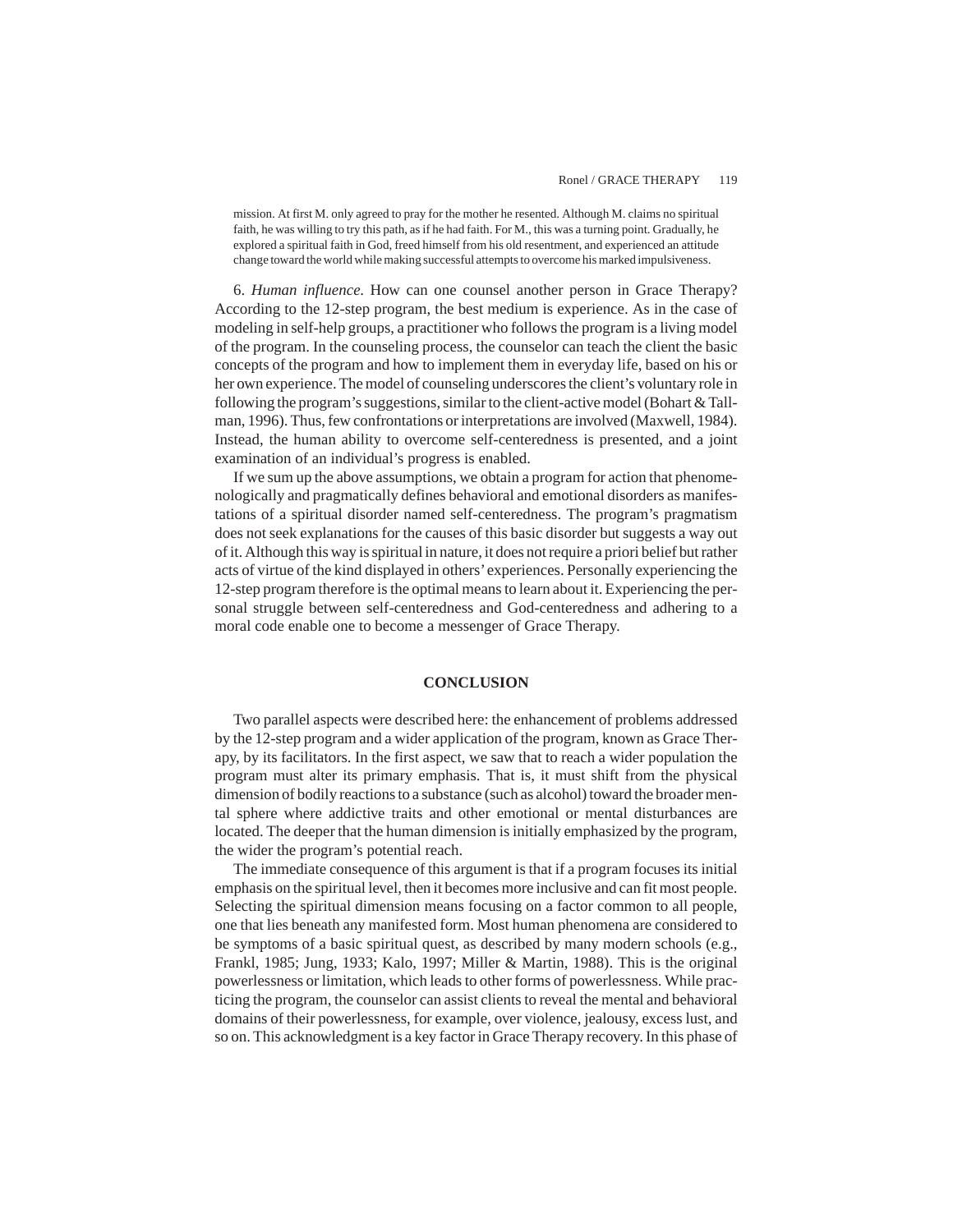mission. At first M. only agreed to pray for the mother he resented. Although M. claims no spiritual faith, he was willing to try this path, as if he had faith. For M., this was a turning point. Gradually, he explored a spiritual faith in God, freed himself from his old resentment, and experienced an attitude change toward the world while making successful attempts to overcome his marked impulsiveness.

6. *Human influence.* How can one counsel another person in Grace Therapy? According to the 12-step program, the best medium is experience. As in the case of modeling in self-help groups, a practitioner who follows the program is a living model of the program. In the counseling process, the counselor can teach the client the basic concepts of the program and how to implement them in everyday life, based on his or her own experience. The model of counseling underscores the client's voluntary role in following the program's suggestions, similar to the client-active model (Bohart & Tallman, 1996). Thus, few confrontations or interpretations are involved (Maxwell, 1984). Instead, the human ability to overcome self-centeredness is presented, and a joint examination of an individual's progress is enabled.

If we sum up the above assumptions, we obtain a program for action that phenomenologically and pragmatically defines behavioral and emotional disorders as manifestations of a spiritual disorder named self-centeredness. The program's pragmatism does not seek explanations for the causes of this basic disorder but suggests a way out of it. Although this way is spiritual in nature, it does not require a priori belief but rather acts of virtue of the kind displayed in others' experiences. Personally experiencing the 12-step program therefore is the optimal means to learn about it. Experiencing the personal struggle between self-centeredness and God-centeredness and adhering to a moral code enable one to become a messenger of Grace Therapy.

## CONCLUSION

Two parallel aspects were described here: the enhancement of problems addressed by the 12-step program and a wider application of the program, known as Grace Therapy, by its facilitators. In the first aspect, we saw that to reach a wider population the program must alter its primary emphasis. That is, it must shift from the physical dimension of bodily reactions to a substance (such as alcohol) toward the broader mental sphere where addictive traits and other emotional or mental disturbances are located. The deeper that the human dimension is initially emphasized by the program, the wider the program's potential reach.

The immediate consequence of this argument is that if a program focuses its initial emphasis on the spiritual level, then it becomes more inclusive and can fit most people. Selecting the spiritual dimension means focusing on a factor common to all people, one that lies beneath any manifested form. Most human phenomena are considered to be symptoms of a basic spiritual quest, as described by many modern schools (e.g., Frankl, 1985; Jung, 1933; Kalo, 1997; Miller & Martin, 1988). This is the original powerlessness or limitation, which leads to other forms of powerlessness. While practicing the program, the counselor can assist clients to reveal the mental and behavioral domains of their powerlessness, for example, over violence, jealousy, excess lust, and so on. This acknowledgment is a key factor in Grace Therapy recovery. In this phase of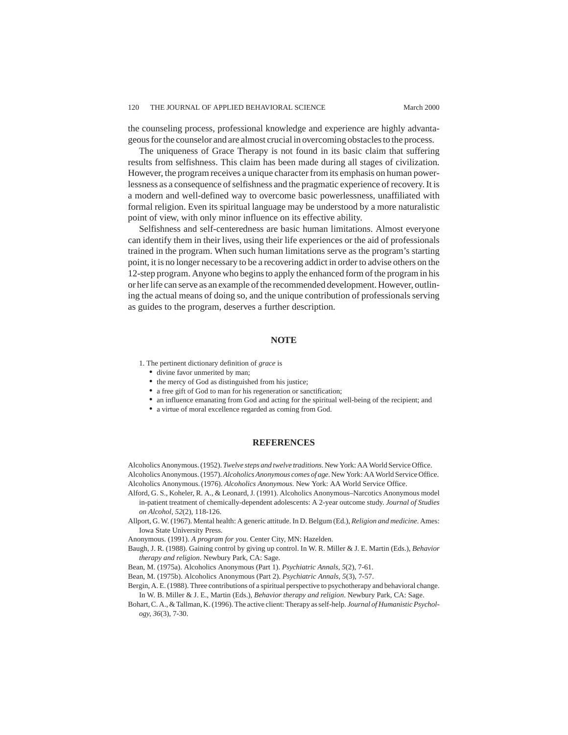the counseling process, professional knowledge and experience are highly advantageous for the counselor and are almost crucial in overcoming obstacles to the process.

The uniqueness of Grace Therapy is not found in its basic claim that suffering results from selfishness. This claim has been made during all stages of civilization. However, the program receives a unique character from its emphasis on human powerlessness as a consequence of selfishness and the pragmatic experience of recovery. It is a modern and well-defined way to overcome basic powerlessness, unaffiliated with formal religion. Even its spiritual language may be understood by a more naturalistic point of view, with only minor influence on its effective ability.

Selfishness and self-centeredness are basic human limitations. Almost everyone can identify them in their lives, using their life experiences or the aid of professionals trained in the program. When such human limitations serve as the program's starting point, it is no longer necessary to be a recovering addict in order to advise others on the 12-step program. Anyone who begins to apply the enhanced form of the program in his or her life can serve as an example of the recommended development. However, outlining the actual means of doing so, and the unique contribution of professionals serving as guides to the program, deserves a further description.

## NOTE

1. The pertinent dictionary definition of *grace* is
   - divine favor unmerited by man;
   - the mercy of God as distinguished from his justice;
   - a free gift of God to man for his regeneration or sanctification;
   - an influence emanating from God and acting for the spiritual well-being of the recipient; and
   - a virtue of moral excellence regarded as coming from God.

## REFERENCES

Alcoholics Anonymous. (1952). *Twelve steps and twelve traditions*. New York: AA World Service Office.

Alcoholics Anonymous. (1957). *Alcoholics Anonymous comes of age*. New York: AA World Service Office.

Alcoholics Anonymous. (1976). *Alcoholics Anonymous*. New York: AA World Service Office.

Alford, G. S., Koheler, R. A., & Leonard, J. (1991). Alcoholics Anonymous–Narcotics Anonymous model in-patient treatment of chemically-dependent adolescents: A 2-year outcome study. *Journal of Studies on Alcohol*, *52*(2), 118-126.

Allport, G. W. (1967). Mental health: A generic attitude. In D. Belgum (Ed.), *Religion and medicine*. Ames: Iowa State University Press.

Anonymous. (1991). *A program for you*. Center City, MN: Hazelden.

Baugh, J. R. (1988). Gaining control by giving up control. In W. R. Miller & J. E. Martin (Eds.), *Behavior therapy and religion*. Newbury Park, CA: Sage.

Bean, M. (1975a). Alcoholics Anonymous (Part 1). *Psychiatric Annals*, *5*(2), 7-61.

Bean, M. (1975b). Alcoholics Anonymous (Part 2). *Psychiatric Annals*, *5*(3), 7-57.

Bergin, A. E. (1988). Three contributions of a spiritual perspective to psychotherapy and behavioral change. In W. B. Miller & J. E., Martin (Eds.), *Behavior therapy and religion*. Newbury Park, CA: Sage.

Bohart, C. A., & Tallman, K. (1996). The active client: Therapy as self-help. *Journal of Humanistic Psychology*, *36*(3), 7-30.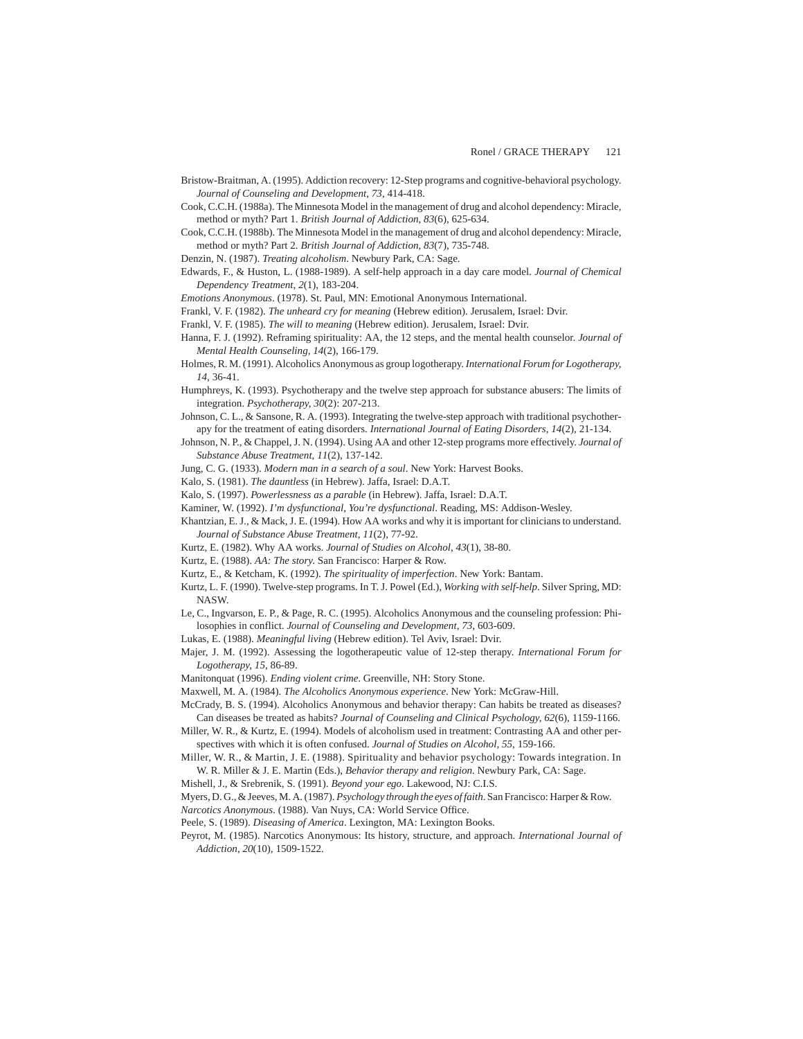Bristow-Braitman, A. (1995). Addiction recovery: 12-Step programs and cognitive-behavioral psychology. *Journal of Counseling and Development*, *73*, 414-418.

Cook, C.C.H. (1988a). The Minnesota Model in the management of drug and alcohol dependency: Miracle, method or myth? Part 1. *British Journal of Addiction*, *83*(6), 625-634.

Cook, C.C.H. (1988b). The Minnesota Model in the management of drug and alcohol dependency: Miracle, method or myth? Part 2. *British Journal of Addiction*, *83*(7), 735-748.

Denzin, N. (1987). *Treating alcoholism*. Newbury Park, CA: Sage.

Edwards, F., & Huston, L. (1988-1989). A self-help approach in a day care model. *Journal of Chemical Dependency Treatment*, *2*(1), 183-204.

*Emotions Anonymous*. (1978). St. Paul, MN: Emotional Anonymous International.

Frankl, V. F. (1982). *The unheard cry for meaning* (Hebrew edition). Jerusalem, Israel: Dvir.

Frankl, V. F. (1985). *The will to meaning* (Hebrew edition). Jerusalem, Israel: Dvir.

Hanna, F. J. (1992). Reframing spirituality: AA, the 12 steps, and the mental health counselor. *Journal of Mental Health Counseling*, *14*(2), 166-179.

Holmes, R. M. (1991). Alcoholics Anonymous as group logotherapy. *International Forum for Logotherapy*, *14*, 36-41.

Humphreys, K. (1993). Psychotherapy and the twelve step approach for substance abusers: The limits of integration. *Psychotherapy*, *30*(2): 207-213.

Johnson, C. L., & Sansone, R. A. (1993). Integrating the twelve-step approach with traditional psychotherapy for the treatment of eating disorders. *International Journal of Eating Disorders*, *14*(2), 21-134.

Johnson, N. P., & Chappel, J. N. (1994). Using AA and other 12-step programs more effectively. *Journal of Substance Abuse Treatment*, *11*(2), 137-142.

Jung, C. G. (1933). *Modern man in a search of a soul*. New York: Harvest Books.

Kalo, S. (1981). *The dauntless* (in Hebrew). Jaffa, Israel: D.A.T.

Kalo, S. (1997). *Powerlessness as a parable* (in Hebrew). Jaffa, Israel: D.A.T.

Kaminer, W. (1992). *I'm dysfunctional, You're dysfunctional*. Reading, MS: Addison-Wesley.

Khantzian, E. J., & Mack, J. E. (1994). How AA works and why it is important for clinicians to understand. *Journal of Substance Abuse Treatment*, *11*(2), 77-92.

Kurtz, E. (1982). Why AA works. *Journal of Studies on Alcohol*, *43*(1), 38-80.

Kurtz, E. (1988). *AA: The story*. San Francisco: Harper & Row.

Kurtz, E., & Ketcham, K. (1992). *The spirituality of imperfection*. New York: Bantam.

Kurtz, L. F. (1990). Twelve-step programs. In T. J. Powel (Ed.), *Working with self-help*. Silver Spring, MD: NASW.

Le, C., Ingvarson, E. P., & Page, R. C. (1995). Alcoholics Anonymous and the counseling profession: Philosophies in conflict. *Journal of Counseling and Development*, *73*, 603-609.

Lukas, E. (1988). *Meaningful living* (Hebrew edition). Tel Aviv, Israel: Dvir.

Majer, J. M. (1992). Assessing the logotherapeutic value of 12-step therapy. *International Forum for Logotherapy*, *15*, 86-89.

Manitonquat (1996). *Ending violent crime*. Greenville, NH: Story Stone.

Maxwell, M. A. (1984). *The Alcoholics Anonymous experience*. New York: McGraw-Hill.

McCrady, B. S. (1994). Alcoholics Anonymous and behavior therapy: Can habits be treated as diseases? Can diseases be treated as habits? *Journal of Counseling and Clinical Psychology*, *62*(6), 1159-1166.

Miller, W. R., & Kurtz, E. (1994). Models of alcoholism used in treatment: Contrasting AA and other perspectives with which it is often confused. *Journal of Studies on Alcohol*, *55*, 159-166.

Miller, W. R., & Martin, J. E. (1988). Spirituality and behavior psychology: Towards integration. In W. R. Miller & J. E. Martin (Eds.), *Behavior therapy and religion*. Newbury Park, CA: Sage.

Mishell, J., & Srebrenik, S. (1991). *Beyond your ego*. Lakewood, NJ: C.I.S.

Myers, D. G., & Jeeves, M. A. (1987). *Psychology through the eyes of faith*. San Francisco: Harper & Row.

*Narcotics Anonymous*. (1988). Van Nuys, CA: World Service Office.

Peele, S. (1989). *Diseasing of America*. Lexington, MA: Lexington Books.

Peyrot, M. (1985). Narcotics Anonymous: Its history, structure, and approach. *International Journal of Addiction*, *20*(10), 1509-1522.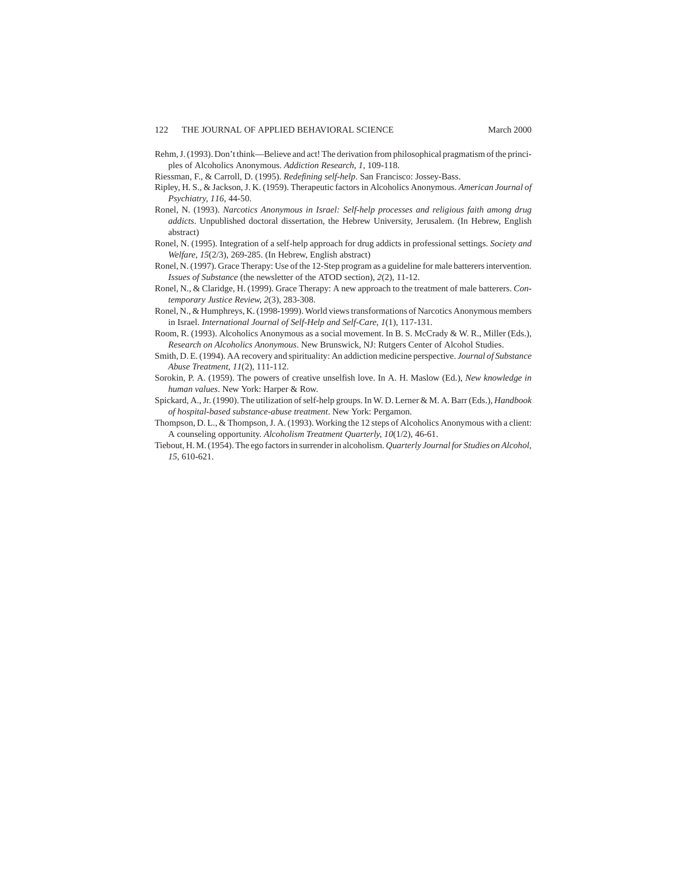Rehm, J. (1993). Don't think—Believe and act! The derivation from philosophical pragmatism of the principles of Alcoholics Anonymous. *Addiction Research*, *1*, 109-118.

Riessman, F., & Carroll, D. (1995). *Redefining self-help*. San Francisco: Jossey-Bass.

Ripley, H. S., & Jackson, J. K. (1959). Therapeutic factors in Alcoholics Anonymous. *American Journal of Psychiatry*, *116*, 44-50.

Ronel, N. (1993). *Narcotics Anonymous in Israel: Self-help processes and religious faith among drug addicts*. Unpublished doctoral dissertation, the Hebrew University, Jerusalem. (In Hebrew, English abstract)

Ronel, N. (1995). Integration of a self-help approach for drug addicts in professional settings. *Society and Welfare*, *15*(2/3), 269-285. (In Hebrew, English abstract)

Ronel, N. (1997). Grace Therapy: Use of the 12-Step program as a guideline for male batterers intervention. *Issues of Substance* (the newsletter of the ATOD section), *2*(2), 11-12.

Ronel, N., & Claridge, H. (1999). Grace Therapy: A new approach to the treatment of male batterers. *Contemporary Justice Review*, *2*(3), 283-308.

Ronel, N., & Humphreys, K. (1998-1999). World views transformations of Narcotics Anonymous members in Israel. *International Journal of Self-Help and Self-Care*, *1*(1), 117-131.

Room, R. (1993). Alcoholics Anonymous as a social movement. In B. S. McCrady & W. R., Miller (Eds.), *Research on Alcoholics Anonymous*. New Brunswick, NJ: Rutgers Center of Alcohol Studies.

Smith, D. E. (1994). AA recovery and spirituality: An addiction medicine perspective. *Journal of Substance Abuse Treatment*, *11*(2), 111-112.

Sorokin, P. A. (1959). The powers of creative unselfish love. In A. H. Maslow (Ed.), *New knowledge in human values*. New York: Harper & Row.

Spickard, A., Jr. (1990). The utilization of self-help groups. In W. D. Lerner & M. A. Barr (Eds.), *Handbook of hospital-based substance-abuse treatment*. New York: Pergamon.

Thompson, D. L., & Thompson, J. A. (1993). Working the 12 steps of Alcoholics Anonymous with a client: A counseling opportunity. *Alcoholism Treatment Quarterly*, *10*(1/2), 46-61.

Tiebout, H. M. (1954). The ego factors in surrender in alcoholism. *Quarterly Journal for Studies on Alcohol*, *15*, 610-621.